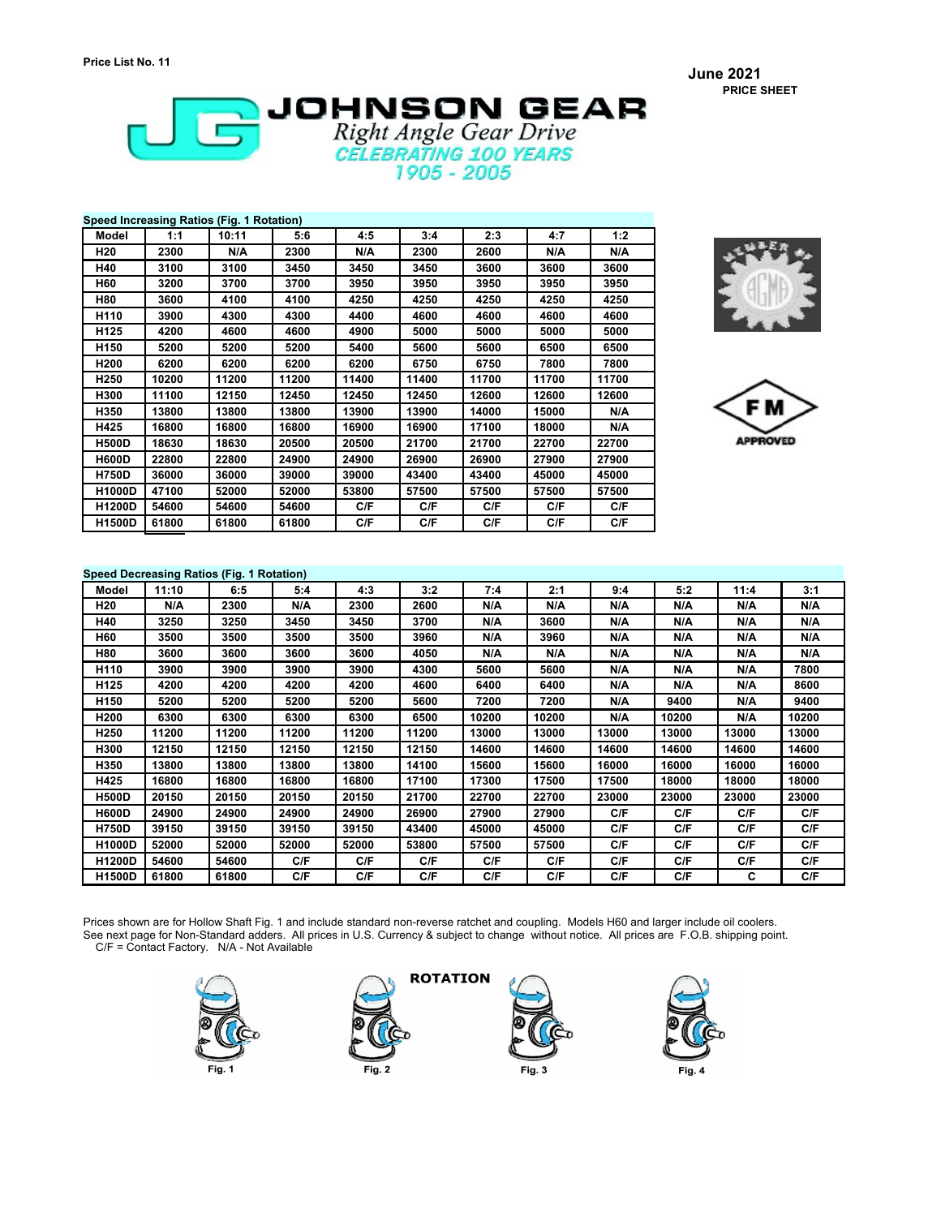Price List No. 11

**June 2021**
**PRICE SHEET**

# JOHNSON GEAR

*Right Angle Gear Drive*

*CELEBRATING 100 YEARS*
*1905 - 2005*

**Speed Increasing Ratios (Fig. 1 Rotation)**

| Model | 1:1 | 10:11 | 5:6 | 4:5 | 3:4 | 2:3 | 4:7 | 1:2 |
|---|---|---|---|---|---|---|---|---|
| H20 | 2300 | N/A | 2300 | N/A | 2300 | 2600 | N/A | N/A |
| H40 | 3100 | 3100 | 3450 | 3450 | 3450 | 3600 | 3600 | 3600 |
| H60 | 3200 | 3700 | 3700 | 3950 | 3950 | 3950 | 3950 | 3950 |
| H80 | 3600 | 4100 | 4100 | 4250 | 4250 | 4250 | 4250 | 4250 |
| H110 | 3900 | 4300 | 4300 | 4400 | 4600 | 4600 | 4600 | 4600 |
| H125 | 4200 | 4600 | 4600 | 4900 | 5000 | 5000 | 5000 | 5000 |
| H150 | 5200 | 5200 | 5200 | 5400 | 5600 | 5600 | 6500 | 6500 |
| H200 | 6200 | 6200 | 6200 | 6200 | 6750 | 6750 | 7800 | 7800 |
| H250 | 10200 | 11200 | 11200 | 11400 | 11400 | 11700 | 11700 | 11700 |
| H300 | 11100 | 12150 | 12450 | 12450 | 12450 | 12600 | 12600 | 12600 |
| H350 | 13800 | 13800 | 13800 | 13900 | 13900 | 14000 | 15000 | N/A |
| H425 | 16800 | 16800 | 16800 | 16900 | 16900 | 17100 | 18000 | N/A |
| H500D | 18630 | 18630 | 20500 | 20500 | 21700 | 21700 | 22700 | 22700 |
| H600D | 22800 | 22800 | 24900 | 24900 | 26900 | 26900 | 27900 | 27900 |
| H750D | 36000 | 36000 | 39000 | 39000 | 43400 | 43400 | 45000 | 45000 |
| H1000D | 47100 | 52000 | 52000 | 53800 | 57500 | 57500 | 57500 | 57500 |
| H1200D | 54600 | 54600 | 54600 | C/F | C/F | C/F | C/F | C/F |
| H1500D | 61800 | 61800 | 61800 | C/F | C/F | C/F | C/F | C/F |

FM APPROVED

**Speed Decreasing Ratios (Fig. 1 Rotation)**

| Model | 11:10 | 6:5 | 5:4 | 4:3 | 3:2 | 7:4 | 2:1 | 9:4 | 5:2 | 11:4 | 3:1 |
|---|---|---|---|---|---|---|---|---|---|---|---|
| H20 | N/A | 2300 | N/A | 2300 | 2600 | N/A | N/A | N/A | N/A | N/A | N/A |
| H40 | 3250 | 3250 | 3450 | 3450 | 3700 | N/A | 3600 | N/A | N/A | N/A | N/A |
| H60 | 3500 | 3500 | 3500 | 3500 | 3960 | N/A | 3960 | N/A | N/A | N/A | N/A |
| H80 | 3600 | 3600 | 3600 | 3600 | 4050 | N/A | N/A | N/A | N/A | N/A | N/A |
| H110 | 3900 | 3900 | 3900 | 3900 | 4300 | 5600 | 5600 | N/A | N/A | N/A | 7800 |
| H125 | 4200 | 4200 | 4200 | 4200 | 4600 | 6400 | 6400 | N/A | N/A | N/A | 8600 |
| H150 | 5200 | 5200 | 5200 | 5200 | 5600 | 7200 | 7200 | N/A | 9400 | N/A | 9400 |
| H200 | 6300 | 6300 | 6300 | 6300 | 6500 | 10200 | 10200 | N/A | 10200 | N/A | 10200 |
| H250 | 11200 | 11200 | 11200 | 11200 | 11200 | 13000 | 13000 | 13000 | 13000 | 13000 | 13000 |
| H300 | 12150 | 12150 | 12150 | 12150 | 12150 | 14600 | 14600 | 14600 | 14600 | 14600 | 14600 |
| H350 | 13800 | 13800 | 13800 | 13800 | 14100 | 15600 | 15600 | 16000 | 16000 | 16000 | 16000 |
| H425 | 16800 | 16800 | 16800 | 16800 | 17100 | 17300 | 17500 | 17500 | 18000 | 18000 | 18000 |
| H500D | 20150 | 20150 | 20150 | 20150 | 21700 | 22700 | 22700 | 23000 | 23000 | 23000 | 23000 |
| H600D | 24900 | 24900 | 24900 | 24900 | 26900 | 27900 | 27900 | C/F | C/F | C/F | C/F |
| H750D | 39150 | 39150 | 39150 | 39150 | 43400 | 45000 | 45000 | C/F | C/F | C/F | C/F |
| H1000D | 52000 | 52000 | 52000 | 52000 | 53800 | 57500 | 57500 | C/F | C/F | C/F | C/F |
| H1200D | 54600 | 54600 | C/F | C/F | C/F | C/F | C/F | C/F | C/F | C/F | C/F |
| H1500D | 61800 | 61800 | C/F | C/F | C/F | C/F | C/F | C/F | C/F | C | C/F |

Prices shown are for Hollow Shaft Fig. 1 and include standard non-reverse ratchet and coupling. Models H60 and larger include oil coolers.
See next page for Non-Standard adders. All prices in U.S. Currency & subject to change without notice. All prices are F.O.B. shipping point.
C/F = Contact Factory. N/A - Not Available

**ROTATION**

Fig. 1 Fig. 2 Fig. 3 Fig. 4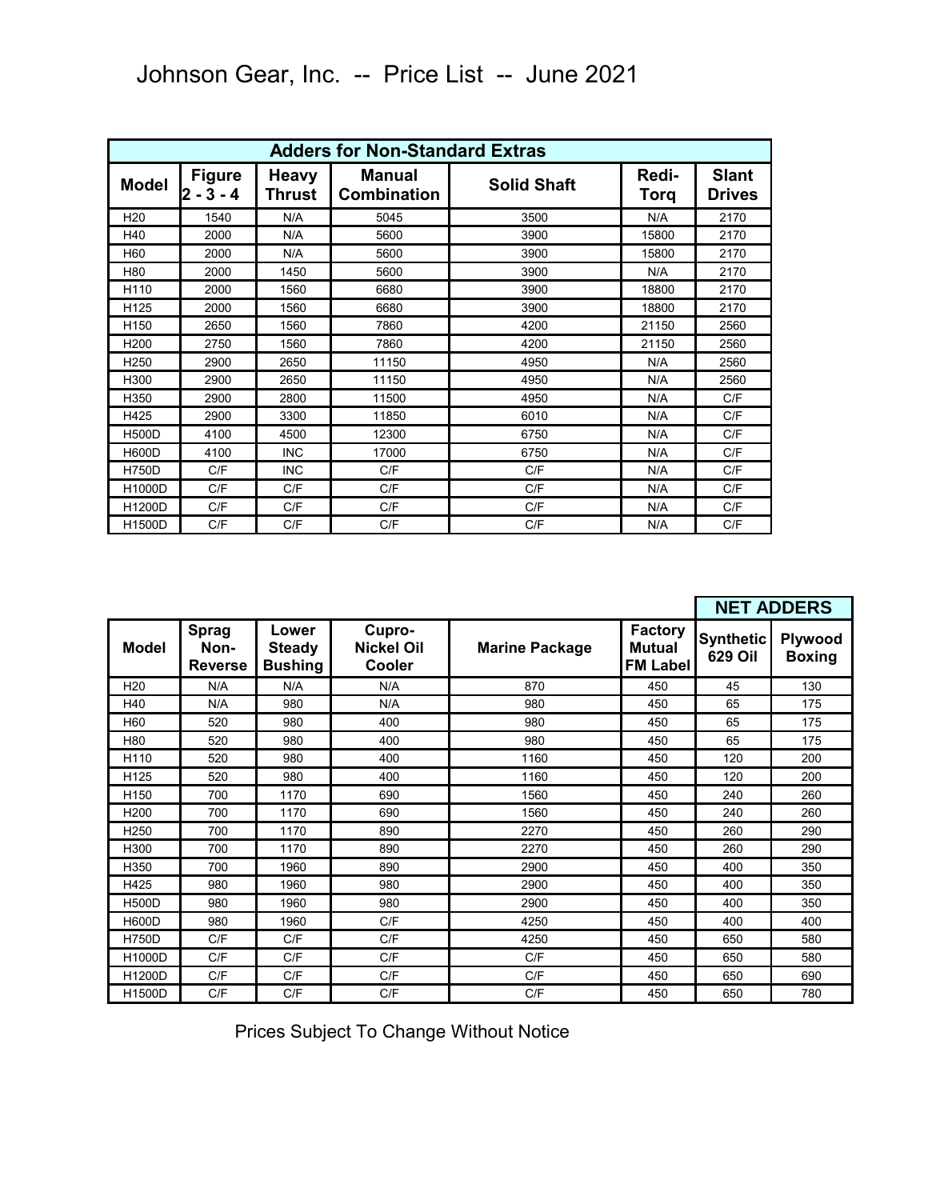# Johnson Gear, Inc. -- Price List -- June 2021

| Adders for Non-Standard Extras | | | | | | |
|---|---|---|---|---|---|---|
| **Model** | **Figure 2 - 3 - 4** | **Heavy Thrust** | **Manual Combination** | **Solid Shaft** | **Redi-Torq** | **Slant Drives** |
| H20 | 1540 | N/A | 5045 | 3500 | N/A | 2170 |
| H40 | 2000 | N/A | 5600 | 3900 | 15800 | 2170 |
| H60 | 2000 | N/A | 5600 | 3900 | 15800 | 2170 |
| H80 | 2000 | 1450 | 5600 | 3900 | N/A | 2170 |
| H110 | 2000 | 1560 | 6680 | 3900 | 18800 | 2170 |
| H125 | 2000 | 1560 | 6680 | 3900 | 18800 | 2170 |
| H150 | 2650 | 1560 | 7860 | 4200 | 21150 | 2560 |
| H200 | 2750 | 1560 | 7860 | 4200 | 21150 | 2560 |
| H250 | 2900 | 2650 | 11150 | 4950 | N/A | 2560 |
| H300 | 2900 | 2650 | 11150 | 4950 | N/A | 2560 |
| H350 | 2900 | 2800 | 11500 | 4950 | N/A | C/F |
| H425 | 2900 | 3300 | 11850 | 6010 | N/A | C/F |
| H500D | 4100 | 4500 | 12300 | 6750 | N/A | C/F |
| H600D | 4100 | INC | 17000 | 6750 | N/A | C/F |
| H750D | C/F | INC | C/F | C/F | N/A | C/F |
| H1000D | C/F | C/F | C/F | C/F | N/A | C/F |
| H1200D | C/F | C/F | C/F | C/F | N/A | C/F |
| H1500D | C/F | C/F | C/F | C/F | N/A | C/F |

| | | | | | | NET ADDERS | |
|---|---|---|---|---|---|---|---|
| **Model** | **Sprag Non-Reverse** | **Lower Steady Bushing** | **Cupro-Nickel Oil Cooler** | **Marine Package** | **Factory Mutual FM Label** | **Synthetic 629 Oil** | **Plywood Boxing** |
| H20 | N/A | N/A | N/A | 870 | 450 | 45 | 130 |
| H40 | N/A | 980 | N/A | 980 | 450 | 65 | 175 |
| H60 | 520 | 980 | 400 | 980 | 450 | 65 | 175 |
| H80 | 520 | 980 | 400 | 980 | 450 | 65 | 175 |
| H110 | 520 | 980 | 400 | 1160 | 450 | 120 | 200 |
| H125 | 520 | 980 | 400 | 1160 | 450 | 120 | 200 |
| H150 | 700 | 1170 | 690 | 1560 | 450 | 240 | 260 |
| H200 | 700 | 1170 | 690 | 1560 | 450 | 240 | 260 |
| H250 | 700 | 1170 | 890 | 2270 | 450 | 260 | 290 |
| H300 | 700 | 1170 | 890 | 2270 | 450 | 260 | 290 |
| H350 | 700 | 1960 | 890 | 2900 | 450 | 400 | 350 |
| H425 | 980 | 1960 | 980 | 2900 | 450 | 400 | 350 |
| H500D | 980 | 1960 | 980 | 2900 | 450 | 400 | 350 |
| H600D | 980 | 1960 | C/F | 4250 | 450 | 400 | 400 |
| H750D | C/F | C/F | C/F | 4250 | 450 | 650 | 580 |
| H1000D | C/F | C/F | C/F | C/F | 450 | 650 | 580 |
| H1200D | C/F | C/F | C/F | C/F | 450 | 650 | 690 |
| H1500D | C/F | C/F | C/F | C/F | 450 | 650 | 780 |

Prices Subject To Change Without Notice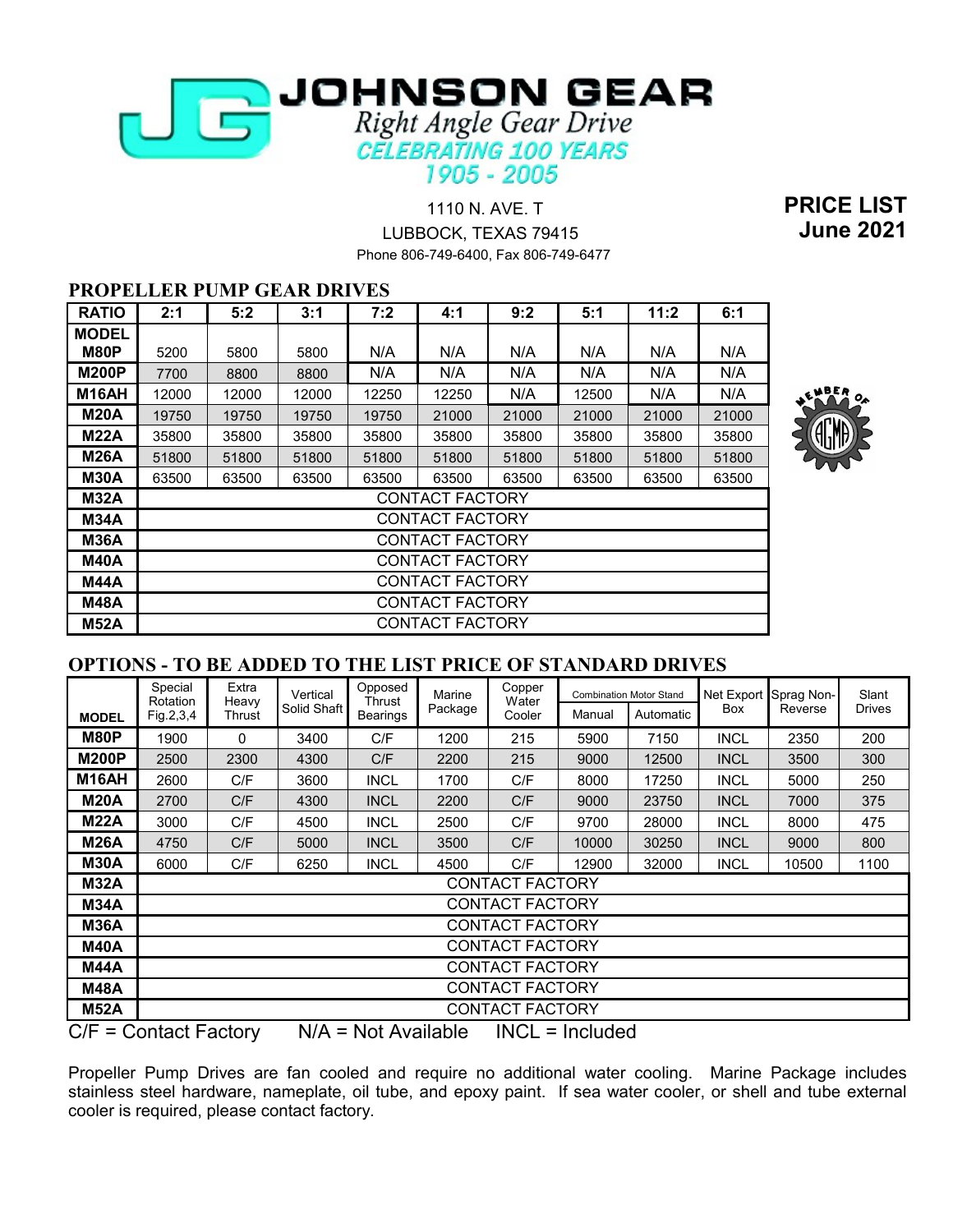# JOHNSON GEAR

*Right Angle Gear Drive*

*CELEBRATING 100 YEARS*

*1905 - 2005*

1110 N. AVE. T
LUBBOCK, TEXAS 79415
Phone 806-749-6400, Fax 806-749-6477

**PRICE LIST**
**June 2021**

## PROPELLER PUMP GEAR DRIVES

| RATIO | 2:1 | 5:2 | 3:1 | 7:2 | 4:1 | 9:2 | 5:1 | 11:2 | 6:1 |
|---|---|---|---|---|---|---|---|---|---|
| **MODEL** | | | | | | | | | |
| **M80P** | 5200 | 5800 | 5800 | N/A | N/A | N/A | N/A | N/A | N/A |
| **M200P** | 7700 | 8800 | 8800 | N/A | N/A | N/A | N/A | N/A | N/A |
| **M16AH** | 12000 | 12000 | 12000 | 12250 | 12250 | N/A | 12500 | N/A | N/A |
| **M20A** | 19750 | 19750 | 19750 | 19750 | 21000 | 21000 | 21000 | 21000 | 21000 |
| **M22A** | 35800 | 35800 | 35800 | 35800 | 35800 | 35800 | 35800 | 35800 | 35800 |
| **M26A** | 51800 | 51800 | 51800 | 51800 | 51800 | 51800 | 51800 | 51800 | 51800 |
| **M30A** | 63500 | 63500 | 63500 | 63500 | 63500 | 63500 | 63500 | 63500 | 63500 |
| **M32A** | CONTACT FACTORY | | | | | | | | |
| **M34A** | CONTACT FACTORY | | | | | | | | |
| **M36A** | CONTACT FACTORY | | | | | | | | |
| **M40A** | CONTACT FACTORY | | | | | | | | |
| **M44A** | CONTACT FACTORY | | | | | | | | |
| **M48A** | CONTACT FACTORY | | | | | | | | |
| **M52A** | CONTACT FACTORY | | | | | | | | |

MEMBER OF AGMA

## OPTIONS - TO BE ADDED TO THE LIST PRICE OF STANDARD DRIVES

| MODEL | Special Rotation Fig.2,3,4 | Extra Heavy Thrust | Vertical Solid Shaft | Opposed Thrust Bearings | Marine Package | Copper Water Cooler | Combination Motor Stand | | Net Export Box | Sprag Non-Reverse | Slant Drives |
|---|---|---|---|---|---|---|---|---|---|---|---|
| | | | | | | | Manual | Automatic | | | |
| **M80P** | 1900 | 0 | 3400 | C/F | 1200 | 215 | 5900 | 7150 | INCL | 2350 | 200 |
| **M200P** | 2500 | 2300 | 4300 | C/F | 2200 | 215 | 9000 | 12500 | INCL | 3500 | 300 |
| **M16AH** | 2600 | C/F | 3600 | INCL | 1700 | C/F | 8000 | 17250 | INCL | 5000 | 250 |
| **M20A** | 2700 | C/F | 4300 | INCL | 2200 | C/F | 9000 | 23750 | INCL | 7000 | 375 |
| **M22A** | 3000 | C/F | 4500 | INCL | 2500 | C/F | 9700 | 28000 | INCL | 8000 | 475 |
| **M26A** | 4750 | C/F | 5000 | INCL | 3500 | C/F | 10000 | 30250 | INCL | 9000 | 800 |
| **M30A** | 6000 | C/F | 6250 | INCL | 4500 | C/F | 12900 | 32000 | INCL | 10500 | 1100 |
| **M32A** | CONTACT FACTORY | | | | | | | | | | |
| **M34A** | CONTACT FACTORY | | | | | | | | | | |
| **M36A** | CONTACT FACTORY | | | | | | | | | | |
| **M40A** | CONTACT FACTORY | | | | | | | | | | |
| **M44A** | CONTACT FACTORY | | | | | | | | | | |
| **M48A** | CONTACT FACTORY | | | | | | | | | | |
| **M52A** | CONTACT FACTORY | | | | | | | | | | |

C/F = Contact Factory  N/A = Not Available  INCL = Included

Propeller Pump Drives are fan cooled and require no additional water cooling. Marine Package includes stainless steel hardware, nameplate, oil tube, and epoxy paint. If sea water cooler, or shell and tube external cooler is required, please contact factory.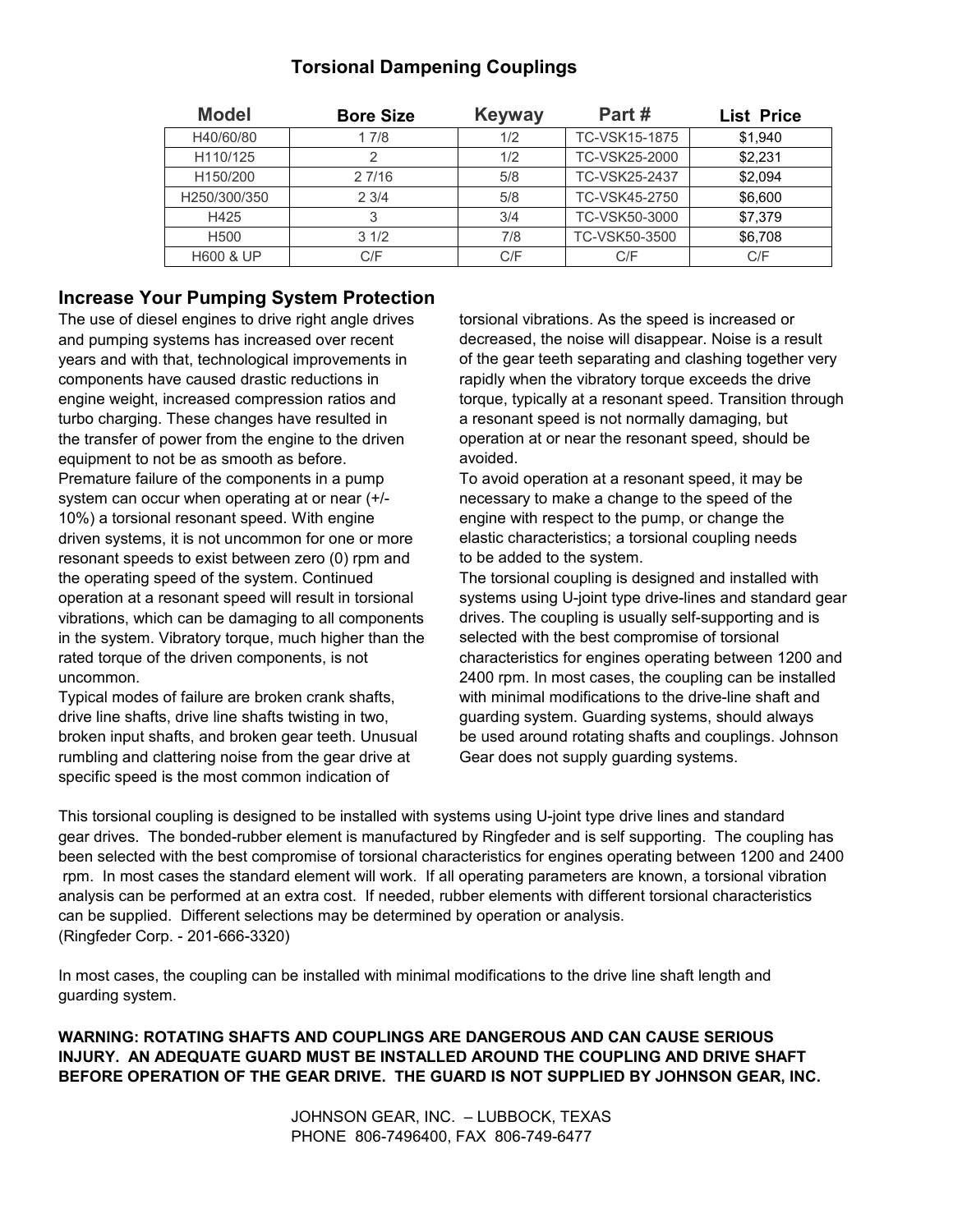## Torsional Dampening Couplings

| Model | Bore Size | Keyway | Part # | List Price |
|---|---|---|---|---|
| H40/60/80 | 1 7/8 | 1/2 | TC-VSK15-1875 | $1,940 |
| H110/125 | 2 | 1/2 | TC-VSK25-2000 | $2,231 |
| H150/200 | 2 7/16 | 5/8 | TC-VSK25-2437 | $2,094 |
| H250/300/350 | 2 3/4 | 5/8 | TC-VSK45-2750 | $6,600 |
| H425 | 3 | 3/4 | TC-VSK50-3000 | $7,379 |
| H500 | 3 1/2 | 7/8 | TC-VSK50-3500 | $6,708 |
| H600 & UP | C/F | C/F | C/F | C/F |

## Increase Your Pumping System Protection

The use of diesel engines to drive right angle drives and pumping systems has increased over recent years and with that, technological improvements in components have caused drastic reductions in engine weight, increased compression ratios and turbo charging. These changes have resulted in the transfer of power from the engine to the driven equipment to not be as smooth as before.

Premature failure of the components in a pump system can occur when operating at or near (+/- 10%) a torsional resonant speed. With engine driven systems, it is not uncommon for one or more resonant speeds to exist between zero (0) rpm and the operating speed of the system. Continued operation at a resonant speed will result in torsional vibrations, which can be damaging to all components in the system. Vibratory torque, much higher than the rated torque of the driven components, is not uncommon.

Typical modes of failure are broken crank shafts, drive line shafts, drive line shafts twisting in two, broken input shafts, and broken gear teeth. Unusual rumbling and clattering noise from the gear drive at specific speed is the most common indication of torsional vibrations. As the speed is increased or decreased, the noise will disappear. Noise is a result of the gear teeth separating and clashing together very rapidly when the vibratory torque exceeds the drive torque, typically at a resonant speed. Transition through a resonant speed is not normally damaging, but operation at or near the resonant speed, should be avoided.

To avoid operation at a resonant speed, it may be necessary to make a change to the speed of the engine with respect to the pump, or change the elastic characteristics; a torsional coupling needs to be added to the system.

The torsional coupling is designed and installed with systems using U-joint type drive-lines and standard gear drives. The coupling is usually self-supporting and is selected with the best compromise of torsional characteristics for engines operating between 1200 and 2400 rpm. In most cases, the coupling can be installed with minimal modifications to the drive-line shaft and guarding system. Guarding systems, should always be used around rotating shafts and couplings. Johnson Gear does not supply guarding systems.

This torsional coupling is designed to be installed with systems using U-joint type drive lines and standard gear drives. The bonded-rubber element is manufactured by Ringfeder and is self supporting. The coupling has been selected with the best compromise of torsional characteristics for engines operating between 1200 and 2400 rpm. In most cases the standard element will work. If all operating parameters are known, a torsional vibration analysis can be performed at an extra cost. If needed, rubber elements with different torsional characteristics can be supplied. Different selections may be determined by operation or analysis.
(Ringfeder Corp. - 201-666-3320)

In most cases, the coupling can be installed with minimal modifications to the drive line shaft length and guarding system.

**WARNING: ROTATING SHAFTS AND COUPLINGS ARE DANGEROUS AND CAN CAUSE SERIOUS INJURY. AN ADEQUATE GUARD MUST BE INSTALLED AROUND THE COUPLING AND DRIVE SHAFT BEFORE OPERATION OF THE GEAR DRIVE. THE GUARD IS NOT SUPPLIED BY JOHNSON GEAR, INC.**

JOHNSON GEAR, INC. – LUBBOCK, TEXAS
PHONE 806-7496400, FAX 806-749-6477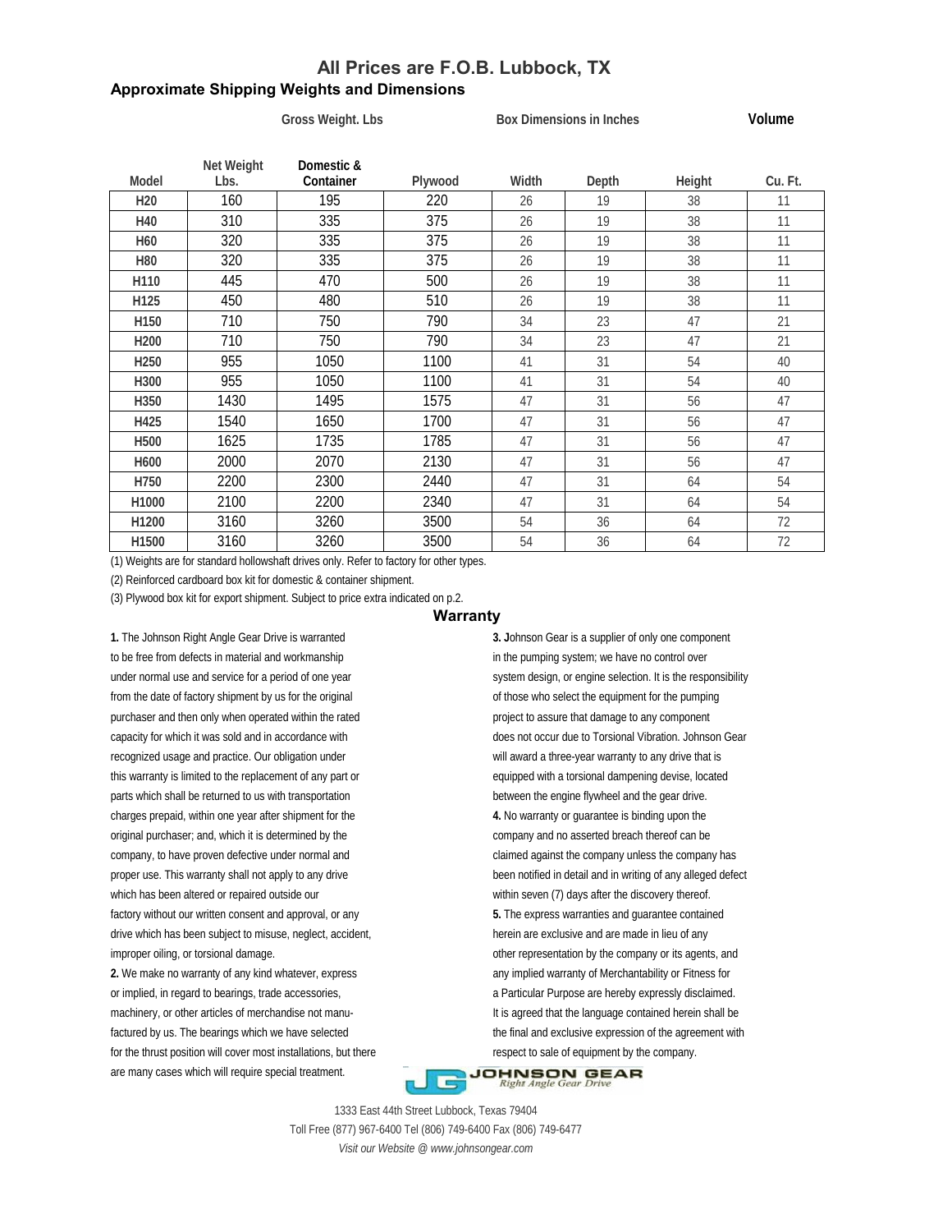## All Prices are F.O.B. Lubbock, TX

### Approximate Shipping Weights and Dimensions

| | | Gross Weight. Lbs | | Box Dimensions in Inches | | | Volume |
|---|---|---|---|---|---|---|---|
| Model | Net Weight Lbs. | Domestic & Container | Plywood | Width | Depth | Height | Cu. Ft. |
| H20 | 160 | 195 | 220 | 26 | 19 | 38 | 11 |
| H40 | 310 | 335 | 375 | 26 | 19 | 38 | 11 |
| H60 | 320 | 335 | 375 | 26 | 19 | 38 | 11 |
| H80 | 320 | 335 | 375 | 26 | 19 | 38 | 11 |
| H110 | 445 | 470 | 500 | 26 | 19 | 38 | 11 |
| H125 | 450 | 480 | 510 | 26 | 19 | 38 | 11 |
| H150 | 710 | 750 | 790 | 34 | 23 | 47 | 21 |
| H200 | 710 | 750 | 790 | 34 | 23 | 47 | 21 |
| H250 | 955 | 1050 | 1100 | 41 | 31 | 54 | 40 |
| H300 | 955 | 1050 | 1100 | 41 | 31 | 54 | 40 |
| H350 | 1430 | 1495 | 1575 | 47 | 31 | 56 | 47 |
| H425 | 1540 | 1650 | 1700 | 47 | 31 | 56 | 47 |
| H500 | 1625 | 1735 | 1785 | 47 | 31 | 56 | 47 |
| H600 | 2000 | 2070 | 2130 | 47 | 31 | 56 | 47 |
| H750 | 2200 | 2300 | 2440 | 47 | 31 | 64 | 54 |
| H1000 | 2100 | 2200 | 2340 | 47 | 31 | 64 | 54 |
| H1200 | 3160 | 3260 | 3500 | 54 | 36 | 64 | 72 |
| H1500 | 3160 | 3260 | 3500 | 54 | 36 | 64 | 72 |

(1) Weights are for standard hollowshaft drives only. Refer to factory for other types.

(2) Reinforced cardboard box kit for domestic & container shipment.

(3) Plywood box kit for export shipment. Subject to price extra indicated on p.2.

### Warranty

**1.** The Johnson Right Angle Gear Drive is warranted to be free from defects in material and workmanship under normal use and service for a period of one year from the date of factory shipment by us for the original purchaser and then only when operated within the rated capacity for which it was sold and in accordance with recognized usage and practice. Our obligation under this warranty is limited to the replacement of any part or parts which shall be returned to us with transportation charges prepaid, within one year after shipment for the original purchaser; and, which it is determined by the company, to have proven defective under normal and proper use. This warranty shall not apply to any drive which has been altered or repaired outside our factory without our written consent and approval, or any drive which has been subject to misuse, neglect, accident, improper oiling, or torsional damage.

**2.** We make no warranty of any kind whatever, express or implied, in regard to bearings, trade accessories, machinery, or other articles of merchandise not manufactured by us. The bearings which we have selected for the thrust position will cover most installations, but there are many cases which will require special treatment.

**3. J**ohnson Gear is a supplier of only one component in the pumping system; we have no control over system design, or engine selection. It is the responsibility of those who select the equipment for the pumping project to assure that damage to any component does not occur due to Torsional Vibration. Johnson Gear will award a three-year warranty to any drive that is equipped with a torsional dampening devise, located between the engine flywheel and the gear drive.

**4.** No warranty or guarantee is binding upon the company and no asserted breach thereof can be claimed against the company unless the company has been notified in detail and in writing of any alleged defect within seven (7) days after the discovery thereof.

**5.** The express warranties and guarantee contained herein are exclusive and are made in lieu of any other representation by the company or its agents, and any implied warranty of Merchantability or Fitness for a Particular Purpose are hereby expressly disclaimed. It is agreed that the language contained herein shall be the final and exclusive expression of the agreement with respect to sale of equipment by the company.

JOHNSON GEAR
*Right Angle Gear Drive*

1333 East 44th Street Lubbock, Texas 79404
Toll Free (877) 967-6400 Tel (806) 749-6400 Fax (806) 749-6477
*Visit our Website @ www.johnsongear.com*